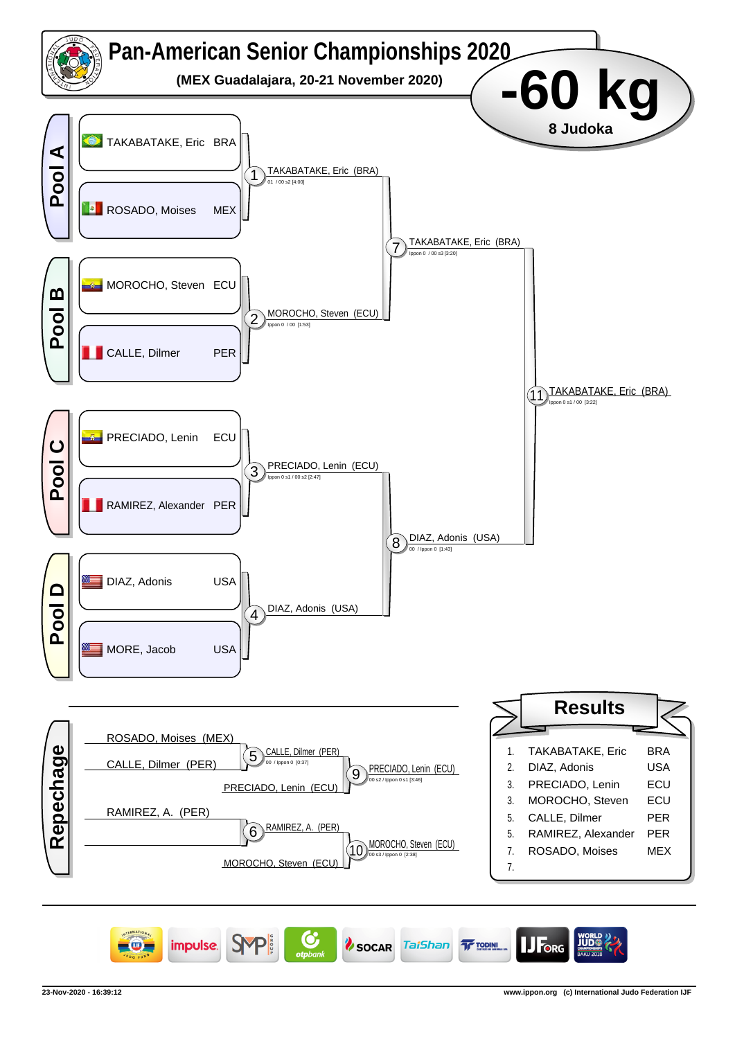# Pan-American Senior Championships 2020

**(MEX Guadalajara, 20-21 November 2020)**

## -60 kg

**8 Judoka**

### Pool A

- TAKABATAKE, Eric BRA
- ROSADO, Moises MEX

1. TAKABATAKE, Eric (BRA) — 01 / 00 s2 [4:00]

### Pool B

- MOROCHO, Steven ECU
- CALLE, Dilmer PER

2. MOROCHO, Steven (ECU) — Ippon 0 / 00 [1:53]

### Pool C

- PRECIADO, Lenin ECU
- RAMIREZ, Alexander PER

3. PRECIADO, Lenin (ECU) — Ippon 0 s1 / 00 s2 [2:47]

### Pool D

- DIAZ, Adonis USA
- MORE, Jacob USA

4. DIAZ, Adonis (USA)

### Semi-finals

7. TAKABATAKE, Eric (BRA) — Ippon 0 / 00 s3 [3:20]
8. DIAZ, Adonis (USA) — 00 / Ippon 0 [1:43]

### Final

11. TAKABATAKE, Eric (BRA) — Ippon 0 s1 / 00 [3:22]

### Repechage

- ROSADO, Moises (MEX) / CALLE, Dilmer (PER) → 5. CALLE, Dilmer (PER) — 00 / Ippon 0 [0:37]
- 9. PRECIADO, Lenin (ECU) — 00 s2 / Ippon 0 s1 [3:46] (vs PRECIADO, Lenin (ECU))
- RAMIREZ, A. (PER) → 6. RAMIREZ, A. (PER)
- 10. MOROCHO, Steven (ECU) — 00 s3 / Ippon 0 [2:38] (vs MOROCHO, Steven (ECU))

### Results

| Place | Name | Country |
|---|---|---|
| 1. | TAKABATAKE, Eric | BRA |
| 2. | DIAZ, Adonis | USA |
| 3. | PRECIADO, Lenin | ECU |
| 3. | MOROCHO, Steven | ECU |
| 5. | CALLE, Dilmer | PER |
| 5. | RAMIREZ, Alexander | PER |
| 7. | ROSADO, Moises | MEX |
| 7. | | |

23-Nov-2020 - 16:39:12 www.ippon.org (c) International Judo Federation IJF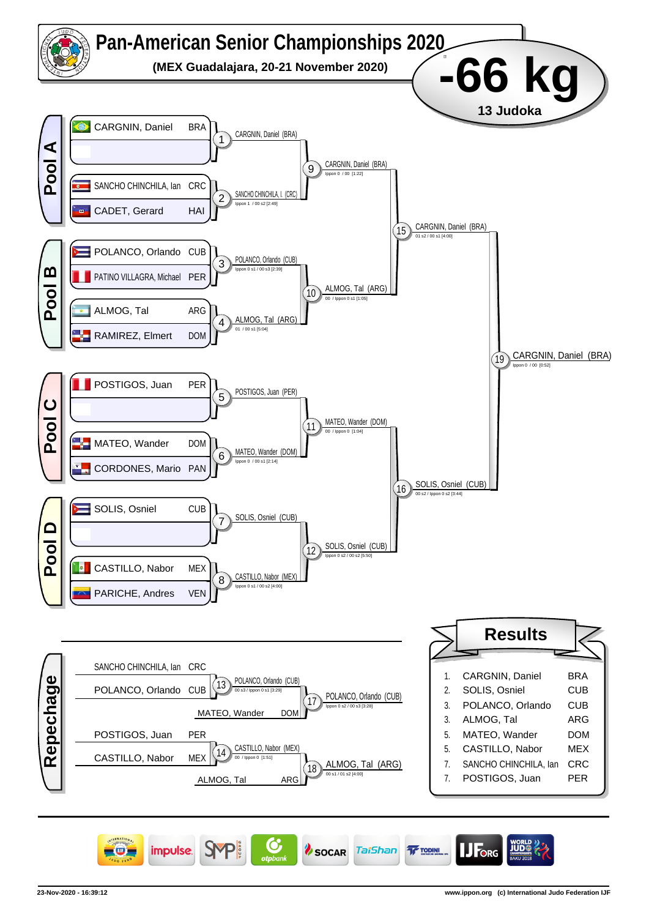# Pan-American Senior Championships 2020

**(MEX Guadalajara, 20-21 November 2020)**

# -66 kg

**13 Judoka**

## Pool A

- CARGNIN, Daniel — BRA
- (empty)
- SANCHO CHINCHILA, Ian — CRC
- CADET, Gerard — HAI

| Match | Winner | Score |
|---|---|---|
| 1 | CARGNIN, Daniel (BRA) | |
| 2 | SANCHO CHINCHILA, I. (CRC) | Ippon 1 / 00 s2 [2:49] |
| 9 | CARGNIN, Daniel (BRA) | Ippon 0 / 00 [1:22] |

## Pool B

- POLANCO, Orlando — CUB
- PATINO VILLAGRA, Michael — PER
- ALMOG, Tal — ARG
- RAMIREZ, Elmert — DOM

| Match | Winner | Score |
|---|---|---|
| 3 | POLANCO, Orlando (CUB) | Ippon 0 s1 / 00 s3 [2:39] |
| 4 | ALMOG, Tal (ARG) | 01 / 00 s1 [5:04] |
| 10 | ALMOG, Tal (ARG) | 00 / Ippon 0 s1 [1:05] |
| 15 | CARGNIN, Daniel (BRA) | 01 s2 / 00 s1 [4:00] |

## Pool C

- POSTIGOS, Juan — PER
- (empty)
- MATEO, Wander — DOM
- CORDONES, Mario — PAN

| Match | Winner | Score |
|---|---|---|
| 5 | POSTIGOS, Juan (PER) | |
| 6 | MATEO, Wander (DOM) | Ippon 0 / 00 s1 [2:14] |
| 11 | MATEO, Wander (DOM) | 00 / Ippon 0 [1:04] |

## Pool D

- SOLIS, Osniel — CUB
- (empty)
- CASTILLO, Nabor — MEX
- PARICHE, Andres — VEN

| Match | Winner | Score |
|---|---|---|
| 7 | SOLIS, Osniel (CUB) | |
| 8 | CASTILLO, Nabor (MEX) | Ippon 0 s1 / 00 s2 [4:00] |
| 12 | SOLIS, Osniel (CUB) | Ippon 0 s2 / 00 s2 [5:50] |
| 16 | SOLIS, Osniel (CUB) | 00 s2 / Ippon 0 s2 [3:44] |

## Final

| Match | Winner | Score |
|---|---|---|
| 19 | CARGNIN, Daniel (BRA) | Ippon 0 / 00 [0:52] |

## Repechage

| Match | Competitors | Winner | Score |
|---|---|---|---|
| 13 | SANCHO CHINCHILLA, Ian (CRC) vs POLANCO, Orlando (CUB) | POLANCO, Orlando (CUB) | 00 s3 / Ippon 0 s1 [3:29] |
| 17 | POLANCO, Orlando (CUB) vs MATEO, Wander (DOM) | POLANCO, Orlando (CUB) | Ippon 0 s2 / 00 s3 [3:28] |
| 14 | POSTIGOS, Juan (PER) vs CASTILLO, Nabor (MEX) | CASTILLO, Nabor (MEX) | 00 / Ippon 0 [1:51] |
| 18 | CASTILLO, Nabor (MEX) vs ALMOG, Tal (ARG) | ALMOG, Tal (ARG) | 00 s1 / 01 s2 [4:00] |

## Results

| Rank | Name | Country |
|---|---|---|
| 1. | CARGNIN, Daniel | BRA |
| 2. | SOLIS, Osniel | CUB |
| 3. | POLANCO, Orlando | CUB |
| 3. | ALMOG, Tal | ARG |
| 5. | MATEO, Wander | DOM |
| 5. | CASTILLO, Nabor | MEX |
| 7. | SANCHO CHINCHILLA, Ian | CRC |
| 7. | POSTIGOS, Juan | PER |

23-Nov-2020 - 16:39:12

www.ippon.org (c) International Judo Federation IJF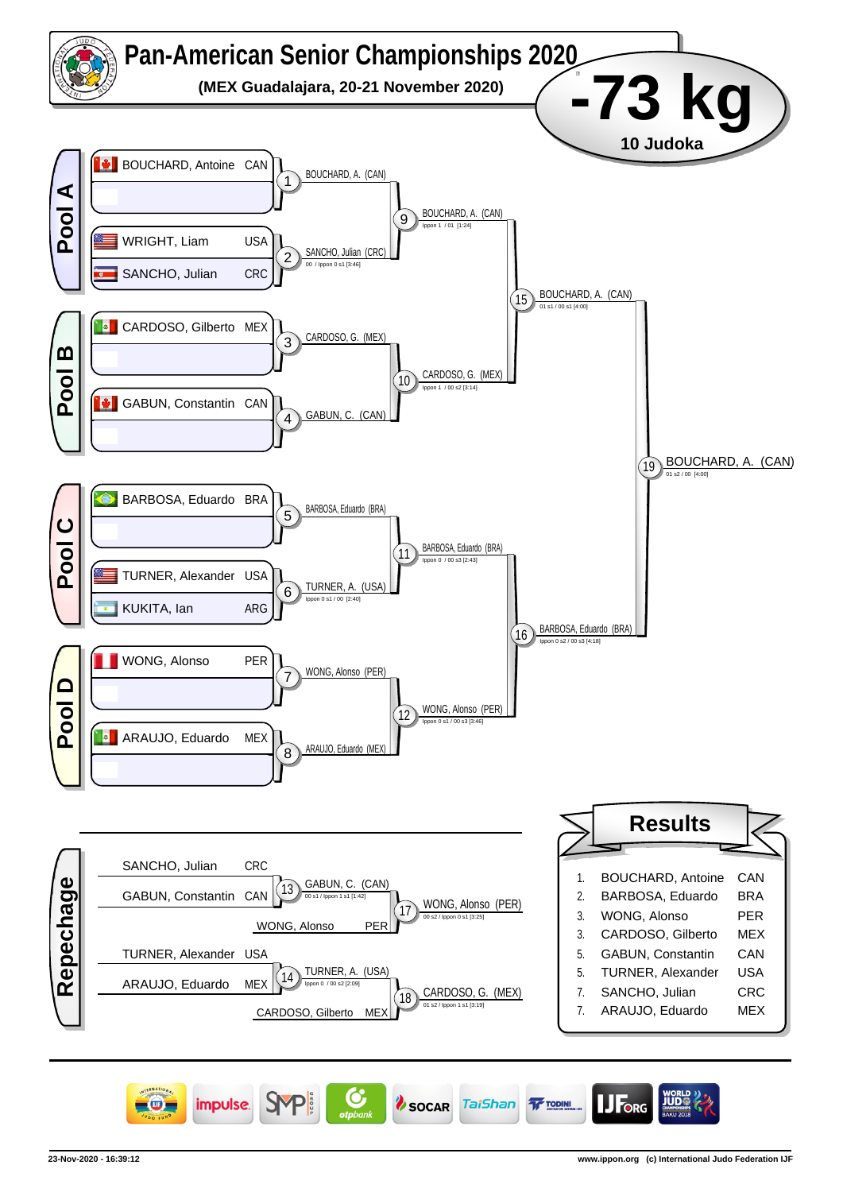# Pan-American Senior Championships 2020

**(MEX Guadalajara, 20-21 November 2020)**

## -73 kg

**10 Judoka**

## Pool A

- BOUCHARD, Antoine CAN
- WRIGHT, Liam USA
- SANCHO, Julian CRC

| Contest | Winner | Score |
|---|---|---|
| 1 | BOUCHARD, A. (CAN) | |
| 2 | SANCHO, Julian (CRC) | 00 / Ippon 0 s1 [3:46] |
| 9 | BOUCHARD, A. (CAN) | Ippon 1 / 01 [1:24] |

## Pool B

- CARDOSO, Gilberto MEX
- GABUN, Constantin CAN

| Contest | Winner | Score |
|---|---|---|
| 3 | CARDOSO, G. (MEX) | |
| 4 | GABUN, C. (CAN) | |
| 10 | CARDOSO, G. (MEX) | Ippon 1 / 00 s2 [3:14] |
| 15 | BOUCHARD, A. (CAN) | 01 s1 / 00 s1 [4:00] |

## Pool C

- BARBOSA, Eduardo BRA
- TURNER, Alexander USA
- KUKITA, Ian ARG

| Contest | Winner | Score |
|---|---|---|
| 5 | BARBOSA, Eduardo (BRA) | |
| 6 | TURNER, A. (USA) | Ippon 0 s1 / 00 [2:40] |
| 11 | BARBOSA, Eduardo (BRA) | Ippon 0 / 00 s3 [2:43] |

## Pool D

- WONG, Alonso PER
- ARAUJO, Eduardo MEX

| Contest | Winner | Score |
|---|---|---|
| 7 | WONG, Alonso (PER) | |
| 8 | ARAUJO, Eduardo (MEX) | |
| 12 | WONG, Alonso (PER) | Ippon 0 s1 / 00 s3 [3:46] |
| 16 | BARBOSA, Eduardo (BRA) | Ippon 0 s2 / 00 s3 [4:18] |

## Final

| Contest | Winner | Score |
|---|---|---|
| 19 | BOUCHARD, A. (CAN) | 01 s2 / 00 [4:00] |

## Repechage

| Contest | Competitors | Winner | Score |
|---|---|---|---|
| 13 | SANCHO, Julian CRC vs GABUN, Constantin CAN | GABUN, C. (CAN) | 00 s1 / Ippon 1 s1 [1:42] |
| 17 | GABUN, C. (CAN) vs WONG, Alonso PER | WONG, Alonso (PER) | 00 s2 / Ippon 0 s1 [3:25] |
| 14 | TURNER, Alexander USA vs ARAUJO, Eduardo MEX | TURNER, A. (USA) | Ippon 0 / 00 s2 [2:09] |
| 18 | TURNER, A. (USA) vs CARDOSO, Gilberto MEX | CARDOSO, G. (MEX) | 01 s2 / Ippon 1 s1 [3:19] |

## Results

| Rank | Name | Country |
|---|---|---|
| 1. | BOUCHARD, Antoine | CAN |
| 2. | BARBOSA, Eduardo | BRA |
| 3. | WONG, Alonso | PER |
| 3. | CARDOSO, Gilberto | MEX |
| 5. | GABUN, Constantin | CAN |
| 5. | TURNER, Alexander | USA |
| 7. | SANCHO, Julian | CRC |
| 7. | ARAUJO, Eduardo | MEX |

23-Nov-2020 - 16:39:12

www.ippon.org (c) International Judo Federation IJF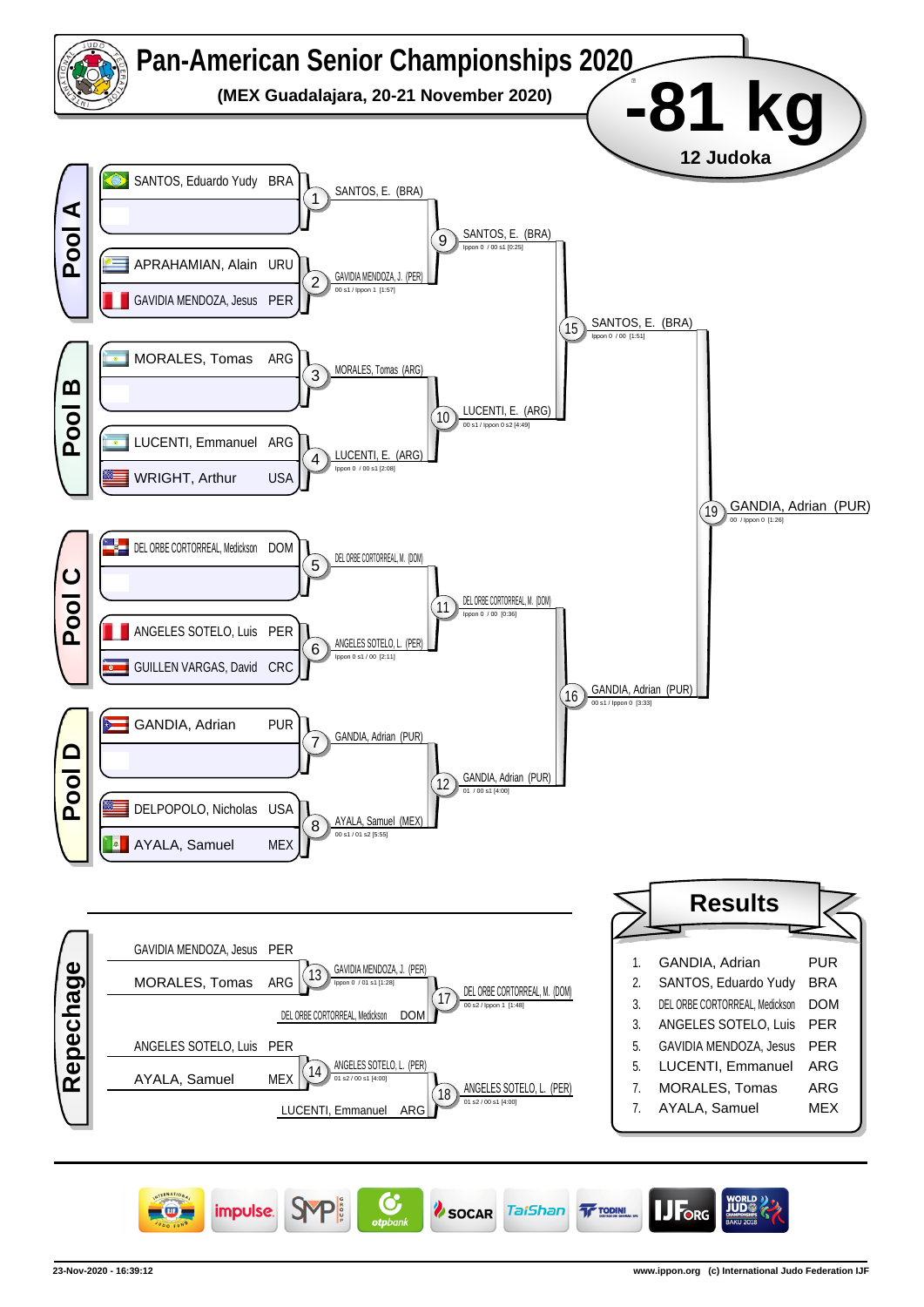# Pan-American Senior Championships 2020

**(MEX Guadalajara, 20-21 November 2020)**

## -81 kg

**12 Judoka**

### Pool A

| Athlete | Country |
|---|---|
| SANTOS, Eduardo Yudy | BRA |
| | |
| APRAHAMIAN, Alain | URU |
| GAVIDIA MENDOZA, Jesus | PER |

- 1: SANTOS, E. (BRA)
- 2: GAVIDIA MENDOZA, J. (PER) — 00 s1 / Ippon 1 [1:57]
- 9: SANTOS, E. (BRA) — Ippon 0 / 00 s1 [0:25]

### Pool B

| Athlete | Country |
|---|---|
| MORALES, Tomas | ARG |
| | |
| LUCENTI, Emmanuel | ARG |
| WRIGHT, Arthur | USA |

- 3: MORALES, Tomas (ARG)
- 4: LUCENTI, E. (ARG) — Ippon 0 / 00 s1 [2:08]
- 10: LUCENTI, E. (ARG) — 00 s1 / Ippon 0 s2 [4:49]

- 15: SANTOS, E. (BRA) — Ippon 0 / 00 [1:51]

### Pool C

| Athlete | Country |
|---|---|
| DEL ORBE CORTORREAL, Medickson | DOM |
| | |
| ANGELES SOTELO, Luis | PER |
| GUILLEN VARGAS, David | CRC |

- 5: DEL ORBE CORTORREAL M. (DOM)
- 6: ANGELES SOTELO, L. (PER) — Ippon 0 s1 / 00 [2:11]
- 11: DEL ORBE CORTORREAL M. (DOM) — Ippon 0 / 00 [0:36]

### Pool D

| Athlete | Country |
|---|---|
| GANDIA, Adrian | PUR |
| | |
| DELPOPOLO, Nicholas | USA |
| AYALA, Samuel | MEX |

- 7: GANDIA, Adrian (PUR)
- 8: AYALA, Samuel (MEX) — 00 s1 / 01 s2 [5:55]
- 12: GANDIA, Adrian (PUR) — 01 / 00 s1 [4:00]

- 16: GANDIA, Adrian (PUR) — 00 s1 / Ippon 0 [3:33]

- 19: GANDIA, Adrian (PUR) — 00 / Ippon 0 [1:26]

### Repechage

- 13: GAVIDIA MENDOZA, Jesus (PER) vs MORALES, Tomas (ARG) → GAVIDIA MENDOZA, J. (PER) — Ippon 0 / 01 s1 [1:28]
- 17: DEL ORBE CORTORREAL, Medickson (DOM) vs winner 13 → DEL ORBE CORTORREAL, M. (DOM) — 00 s2 / Ippon 1 [1:48]
- 14: ANGELES SOTELO, Luis (PER) vs AYALA, Samuel (MEX) → ANGELES SOTELO, L. (PER) — 01 s2 / 00 s1 [4:00]
- 18: LUCENTI, Emmanuel (ARG) vs winner 14 → ANGELES SOTELO, L. (PER) — 01 s2 / 00 s1 [4:00]

### Results

| Rank | Athlete | Country |
|---|---|---|
| 1. | GANDIA, Adrian | PUR |
| 2. | SANTOS, Eduardo Yudy | BRA |
| 3. | DEL ORBE CORTORREAL, Medickson | DOM |
| 3. | ANGELES SOTELO, Luis | PER |
| 5. | GAVIDIA MENDOZA, Jesus | PER |
| 5. | LUCENTI, Emmanuel | ARG |
| 7. | MORALES, Tomas | ARG |
| 7. | AYALA, Samuel | MEX |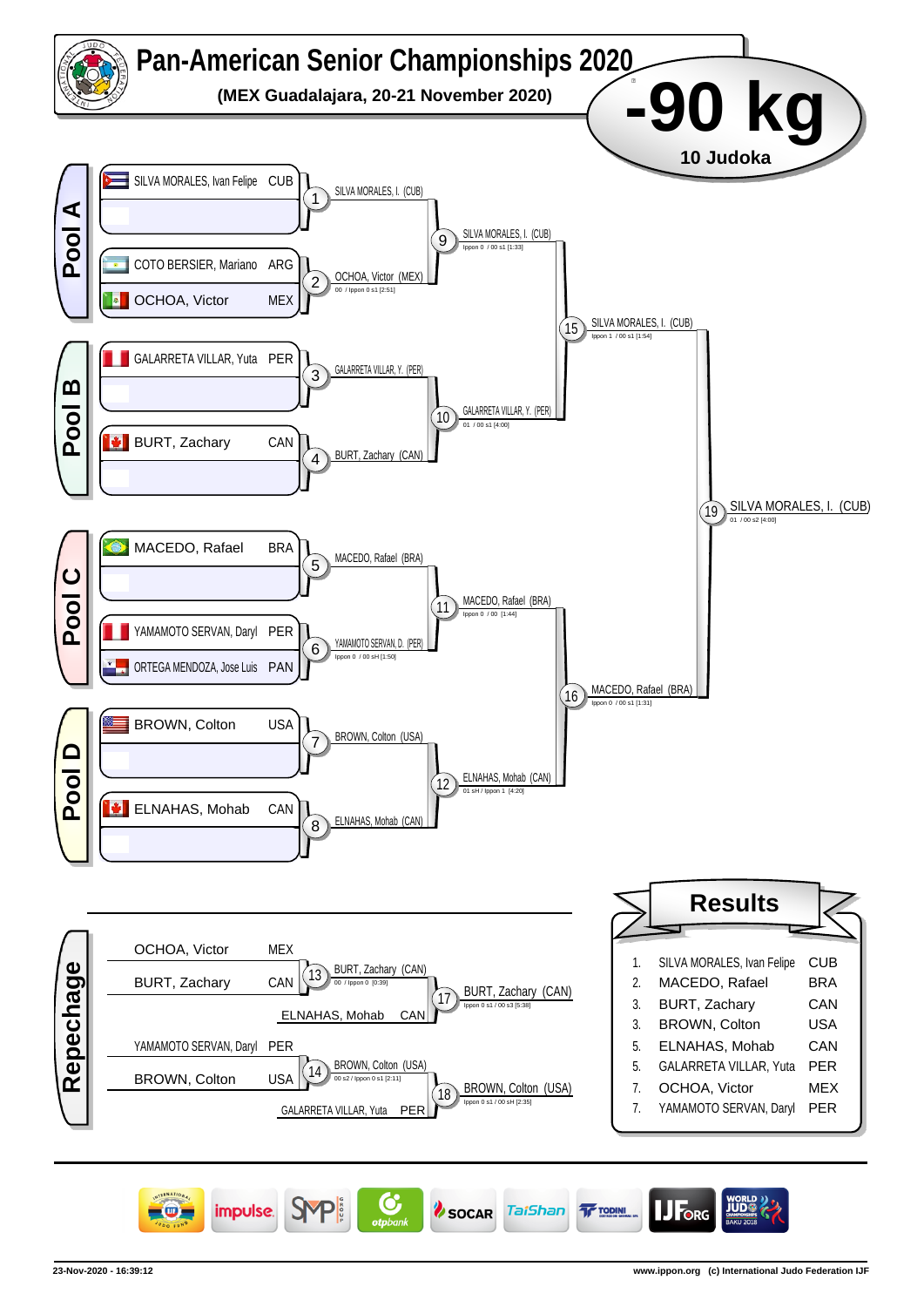# Pan-American Senior Championships 2020

**(MEX Guadalajara, 20-21 November 2020)**

# -90 kg

**10 Judoka**

## Pool A

- SILVA MORALES, Ivan Felipe — CUB
- COTO BERSIER, Mariano — ARG
- OCHOA, Victor — MEX

Match 1: SILVA MORALES, I. (CUB)

Match 2: OCHOA, Victor (MEX) — 00 / Ippon 0 s1 [2:51]

Match 9: SILVA MORALES, I. (CUB) — Ippon 0 / 00 s1 [1:33]

## Pool B

- GALARRETA VILLAR, Yuta — PER
- BURT, Zachary — CAN

Match 3: GALARRETA VILLAR, Y. (PER)

Match 4: BURT, Zachary (CAN)

Match 10: GALARRETA VILLAR, Y. (PER) — 01 / 00 s1 [4:00]

Match 15: SILVA MORALES, I. (CUB) — Ippon 1 / 00 s1 [1:54]

## Pool C

- MACEDO, Rafael — BRA
- YAMAMOTO SERVAN, Daryl — PER
- ORTEGA MENDOZA, Jose Luis — PAN

Match 5: MACEDO, Rafael (BRA)

Match 6: YAMAMOTO SERVAN, D. (PER) — Ippon 0 / 00 sH [1:50]

Match 11: MACEDO, Rafael (BRA) — Ippon 0 / 00 [1:44]

## Pool D

- BROWN, Colton — USA
- ELNAHAS, Mohab — CAN

Match 7: BROWN, Colton (USA)

Match 8: ELNAHAS, Mohab (CAN)

Match 12: ELNAHAS, Mohab (CAN) — 01 sH / Ippon 1 [4:20]

Match 16: MACEDO, Rafael (BRA) — Ippon 0 / 00 s1 [1:31]

## Final

Match 19: SILVA MORALES, I. (CUB) — 01 / 00 s2 [4:00]

## Repechage

- OCHOA, Victor — MEX
- BURT, Zachary — CAN

Match 13: BURT, Zachary (CAN) — 00 / Ippon 0 [0:39]

ELNAHAS, Mohab — CAN

Match 17: BURT, Zachary (CAN) — Ippon 0 s1 / 00 s3 [5:38]

- YAMAMOTO SERVAN, Daryl — PER
- BROWN, Colton — USA

Match 14: BROWN, Colton (USA) — 00 s2 / Ippon 0 s1 [2:11]

GALARRETA VILLAR, Yuta — PER

Match 18: BROWN, Colton (USA) — Ippon 0 s1 / 00 sH [2:35]

## Results

| Rank | Name | Country |
| --- | --- | --- |
| 1. | SILVA MORALES, Ivan Felipe | CUB |
| 2. | MACEDO, Rafael | BRA |
| 3. | BURT, Zachary | CAN |
| 3. | BROWN, Colton | USA |
| 5. | ELNAHAS, Mohab | CAN |
| 5. | GALARRETA VILLAR, Yuta | PER |
| 7. | OCHOA, Victor | MEX |
| 7. | YAMAMOTO SERVAN, Daryl | PER |

23-Nov-2020 - 16:39:12

www.ippon.org (c) International Judo Federation IJF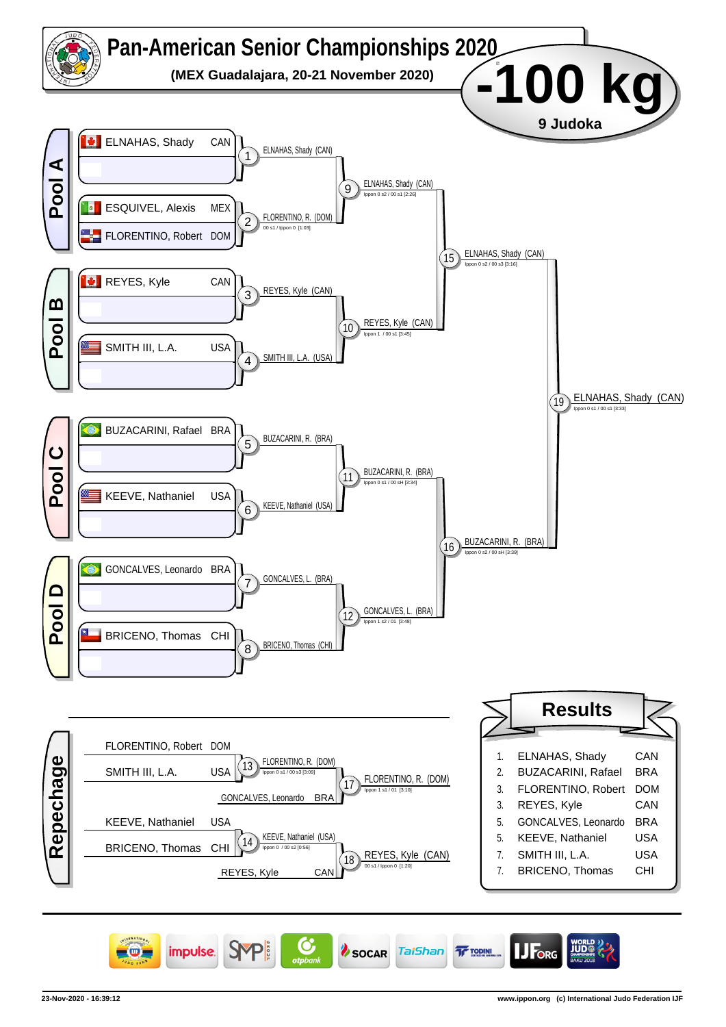# Pan-American Senior Championships 2020

**(MEX Guadalajara, 20-21 November 2020)**

## -100 kg

**9 Judoka**

### Pool A

| Athlete | Country |
|---|---|
| ELNAHAS, Shady | CAN |
| ESQUIVEL, Alexis | MEX |
| FLORENTINO, Robert | DOM |

- 1: ELNAHAS, Shady (CAN)
- 2: FLORENTINO, R. (DOM) — 00 s1 / Ippon 0 [1:03]
- 9: ELNAHAS, Shady (CAN) — Ippon 0 s2 / 00 s1 [2:26]

### Pool B

| Athlete | Country |
|---|---|
| REYES, Kyle | CAN |
| SMITH III, L.A. | USA |

- 3: REYES, Kyle (CAN)
- 4: SMITH III, L.A. (USA)
- 10: REYES, Kyle (CAN) — Ippon 1 / 00 s1 [3:45]

### Pool C

| Athlete | Country |
|---|---|
| BUZACARINI, Rafael | BRA |
| KEEVE, Nathaniel | USA |

- 5: BUZACARINI, R. (BRA)
- 6: KEEVE, Nathaniel (USA)
- 11: BUZACARINI, R. (BRA) — Ippon 0 s1 / 00 sH [3:34]

### Pool D

| Athlete | Country |
|---|---|
| GONCALVES, Leonardo | BRA |
| BRICENO, Thomas | CHI |

- 7: GONCALVES, L. (BRA)
- 8: BRICENO, Thomas (CHI)
- 12: GONCALVES, L. (BRA) — Ippon 1 s2 / 01 [3:48]

### Semi-finals and Final

- 15: ELNAHAS, Shady (CAN) — Ippon 0 s2 / 00 s3 [3:16]
- 16: BUZACARINI, R. (BRA) — Ippon 0 s2 / 00 sH [3:39]
- 19: ELNAHAS, Shady (CAN) — Ippon 0 s1 / 00 s1 [3:33]

### Repechage

- 13: FLORENTINO, Robert (DOM) vs SMITH III, L.A. (USA) — FLORENTINO, R. (DOM) — Ippon 0 s1 / 00 s3 [3:09]
- 17: FLORENTINO, R. (DOM) vs GONCALVES, Leonardo (BRA) — FLORENTINO, R. (DOM) — Ippon 1 s1 / 01 [3:10]
- 14: KEEVE, Nathaniel (USA) vs BRICENO, Thomas (CHI) — KEEVE, Nathaniel (USA) — Ippon 0 / 00 s2 [0:56]
- 18: KEEVE, Nathaniel (USA) vs REYES, Kyle (CAN) — REYES, Kyle (CAN) — 00 s1 / Ippon 0 [1:20]

## Results

| Place | Athlete | Country |
|---|---|---|
| 1. | ELNAHAS, Shady | CAN |
| 2. | BUZACARINI, Rafael | BRA |
| 3. | FLORENTINO, Robert | DOM |
| 3. | REYES, Kyle | CAN |
| 5. | GONCALVES, Leonardo | BRA |
| 5. | KEEVE, Nathaniel | USA |
| 7. | SMITH III, L.A. | USA |
| 7. | BRICENO, Thomas | CHI |

23-Nov-2020 - 16:39:12 www.ippon.org (c) International Judo Federation IJF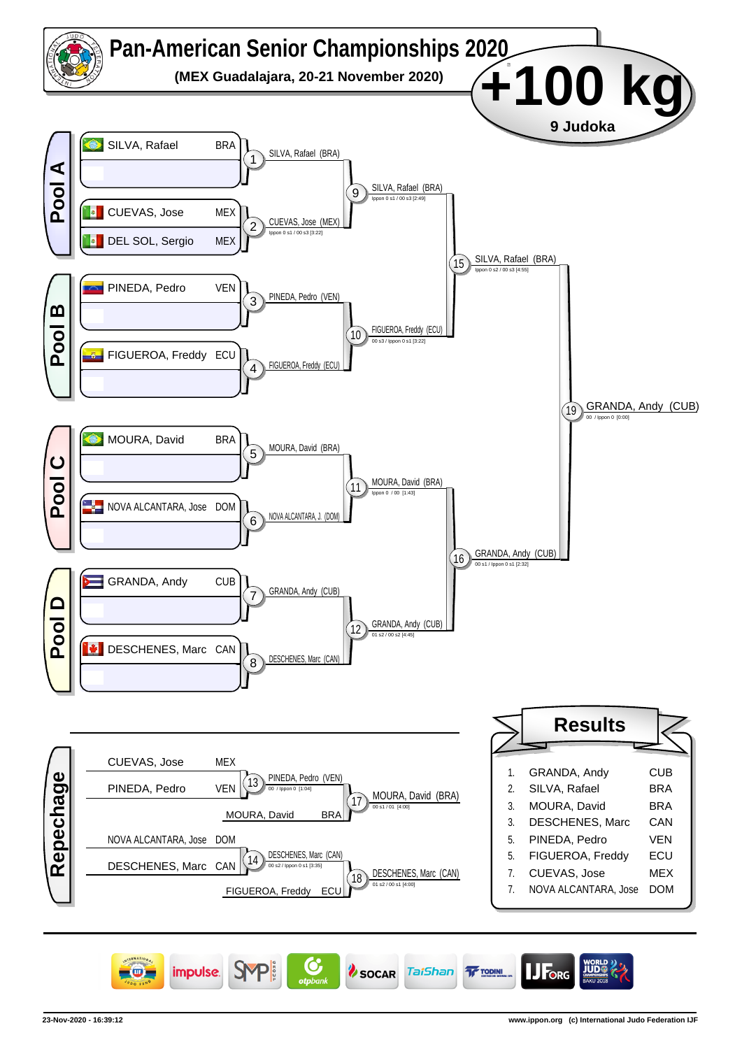# Pan-American Senior Championships 2020

**(MEX Guadalajara, 20-21 November 2020)**

## +100 kg

**9 Judoka**

### Pool A

- SILVA, Rafael BRA
- CUEVAS, Jose MEX
- DEL SOL, Sergio MEX

1 SILVA, Rafael (BRA)

2 CUEVAS, Jose (MEX) — Ippon 0 s1 / 00 s3 [3:22]

9 SILVA, Rafael (BRA) — Ippon 0 s1 / 00 s3 [2:49]

### Pool B

- PINEDA, Pedro VEN
- FIGUEROA, Freddy ECU

3 PINEDA, Pedro (VEN)

4 FIGUEROA, Freddy (ECU)

10 FIGUEROA, Freddy (ECU) — 00 s3 / Ippon 0 s1 [3:22]

15 SILVA, Rafael (BRA) — Ippon 0 s2 / 00 s3 [4:55]

### Pool C

- MOURA, David BRA
- NOVA ALCANTARA, Jose DOM

5 MOURA, David (BRA)

6 NOVA ALCANTARA, J. (DOM)

11 MOURA, David (BRA) — Ippon 0 / 00 [1:43]

### Pool D

- GRANDA, Andy CUB
- DESCHENES, Marc CAN

7 GRANDA, Andy (CUB)

8 DESCHENES, Marc (CAN)

12 GRANDA, Andy (CUB) — 01 s2 / 00 s2 [4:45]

16 GRANDA, Andy (CUB) — 00 s1 / Ippon 0 s1 [2:32]

19 GRANDA, Andy (CUB) — 00 / Ippon 0 [0:00]

### Repechage

- CUEVAS, Jose MEX
- PINEDA, Pedro VEN

13 PINEDA, Pedro (VEN) — 00 / Ippon 0 [1:04]

MOURA, David BRA

17 MOURA, David (BRA) — 00 s1 / 01 [4:00]

- NOVA ALCANTARA, Jose DOM
- DESCHENES, Marc CAN

14 DESCHENES, Marc (CAN) — 00 s2 / Ippon 0 s1 [3:35]

FIGUEROA, Freddy ECU

18 DESCHENES, Marc (CAN) — 01 s2 / 00 s1 [4:00]

### Results

| | | |
|---|---|---|
| 1. | GRANDA, Andy | CUB |
| 2. | SILVA, Rafael | BRA |
| 3. | MOURA, David | BRA |
| 3. | DESCHENES, Marc | CAN |
| 5. | PINEDA, Pedro | VEN |
| 5. | FIGUEROA, Freddy | ECU |
| 7. | CUEVAS, Jose | MEX |
| 7. | NOVA ALCANTARA, Jose | DOM |

23-Nov-2020 - 16:39:12

www.ippon.org (c) International Judo Federation IJF